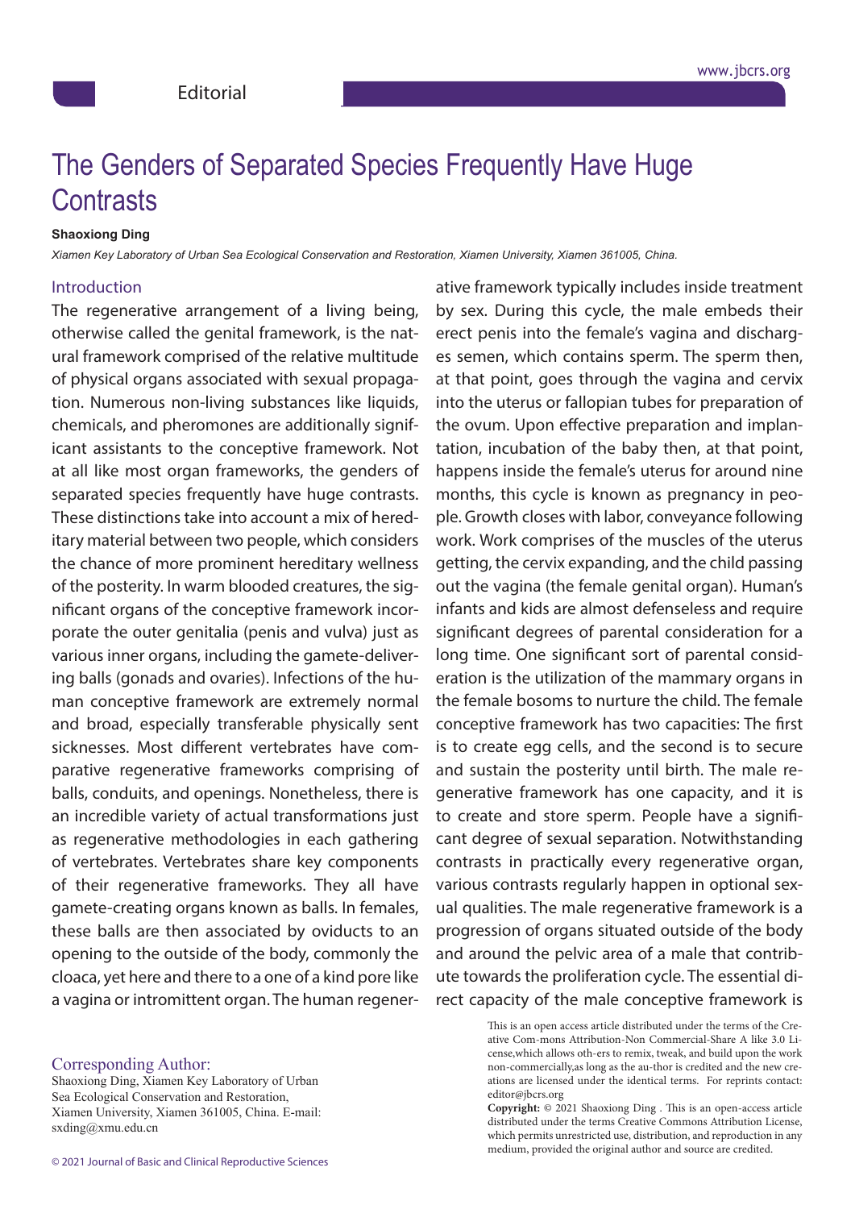Editorial

# The Genders of Separated Species Frequently Have Huge Contrasts

**Shaoxiong Ding**

*Xiamen Key Laboratory of Urban Sea Ecological Conservation and Restoration, Xiamen University, Xiamen 361005, China.*

## Introduction

The regenerative arrangement of a living being, otherwise called the genital framework, is the natural framework comprised of the relative multitude of physical organs associated with sexual propagation. Numerous non-living substances like liquids, chemicals, and pheromones are additionally significant assistants to the conceptive framework. Not at all like most organ frameworks, the genders of separated species frequently have huge contrasts. These distinctions take into account a mix of hereditary material between two people, which considers the chance of more prominent hereditary wellness of the posterity. In warm blooded creatures, the significant organs of the conceptive framework incorporate the outer genitalia (penis and vulva) just as various inner organs, including the gamete-delivering balls (gonads and ovaries). Infections of the human conceptive framework are extremely normal and broad, especially transferable physically sent sicknesses. Most different vertebrates have comparative regenerative frameworks comprising of balls, conduits, and openings. Nonetheless, there is an incredible variety of actual transformations just as regenerative methodologies in each gathering of vertebrates. Vertebrates share key components of their regenerative frameworks. They all have gamete-creating organs known as balls. In females, these balls are then associated by oviducts to an opening to the outside of the body, commonly the cloaca, yet here and there to a one of a kind pore like a vagina or intromittent organ. The human regenerative framework typically includes inside treatment by sex. During this cycle, the male embeds their erect penis into the female's vagina and discharges semen, which contains sperm. The sperm then, at that point, goes through the vagina and cervix into the uterus or fallopian tubes for preparation of the ovum. Upon effective preparation and implantation, incubation of the baby then, at that point, happens inside the female's uterus for around nine months, this cycle is known as pregnancy in people. Growth closes with labor, conveyance following work. Work comprises of the muscles of the uterus getting, the cervix expanding, and the child passing out the vagina (the female genital organ). Human's infants and kids are almost defenseless and require significant degrees of parental consideration for a long time. One significant sort of parental consideration is the utilization of the mammary organs in the female bosoms to nurture the child. The female conceptive framework has two capacities: The first is to create egg cells, and the second is to secure and sustain the posterity until birth. The male regenerative framework has one capacity, and it is to create and store sperm. People have a significant degree of sexual separation. Notwithstanding contrasts in practically every regenerative organ, various contrasts regularly happen in optional sexual qualities. The male regenerative framework is a progression of organs situated outside of the body and around the pelvic area of a male that contribute towards the proliferation cycle. The essential direct capacity of the male conceptive framework is

Corresponding Author:
Shaoxiong Ding, Xiamen Key Laboratory of Urban Sea Ecological Conservation and Restoration, Xiamen University, Xiamen 361005, China. E-mail: sxding@xmu.edu.cn

This is an open access article distributed under the terms of the Creative Com-mons Attribution-Non Commercial-Share A like 3.0 License,which allows oth-ers to remix, tweak, and build upon the work non-commercially,as long as the au-thor is credited and the new creations are licensed under the identical terms. For reprints contact: editor@jbcrs.org

**Copyright:** © 2021 Shaoxiong Ding . This is an open-access article distributed under the terms Creative Commons Attribution License, which permits unrestricted use, distribution, and reproduction in any medium, provided the original author and source are credited.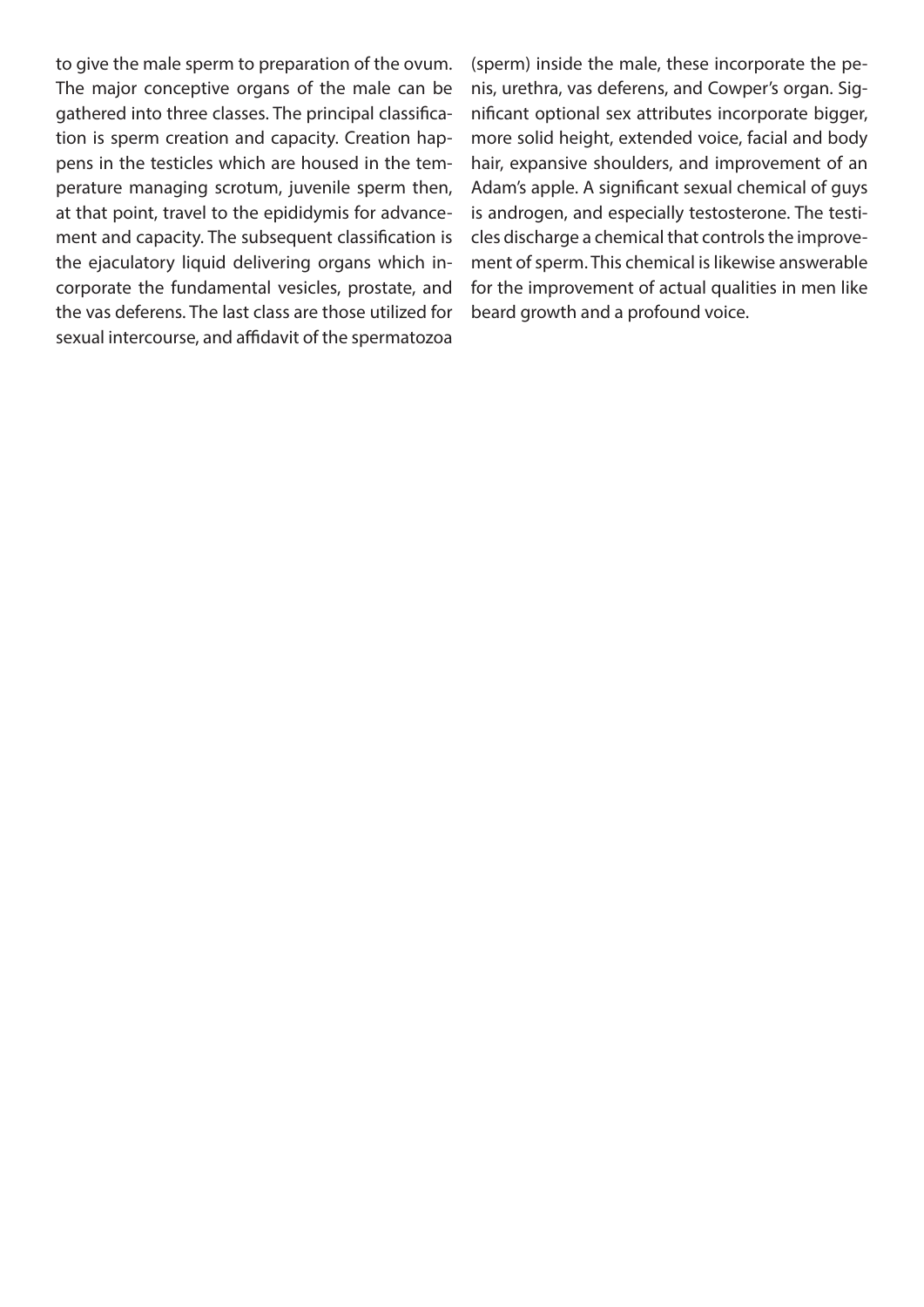to give the male sperm to preparation of the ovum. The major conceptive organs of the male can be gathered into three classes. The principal classification is sperm creation and capacity. Creation happens in the testicles which are housed in the temperature managing scrotum, juvenile sperm then, at that point, travel to the epididymis for advancement and capacity. The subsequent classification is the ejaculatory liquid delivering organs which incorporate the fundamental vesicles, prostate, and the vas deferens. The last class are those utilized for sexual intercourse, and affidavit of the spermatozoa (sperm) inside the male, these incorporate the penis, urethra, vas deferens, and Cowper's organ. Significant optional sex attributes incorporate bigger, more solid height, extended voice, facial and body hair, expansive shoulders, and improvement of an Adam's apple. A significant sexual chemical of guys is androgen, and especially testosterone. The testicles discharge a chemical that controls the improvement of sperm. This chemical is likewise answerable for the improvement of actual qualities in men like beard growth and a profound voice.